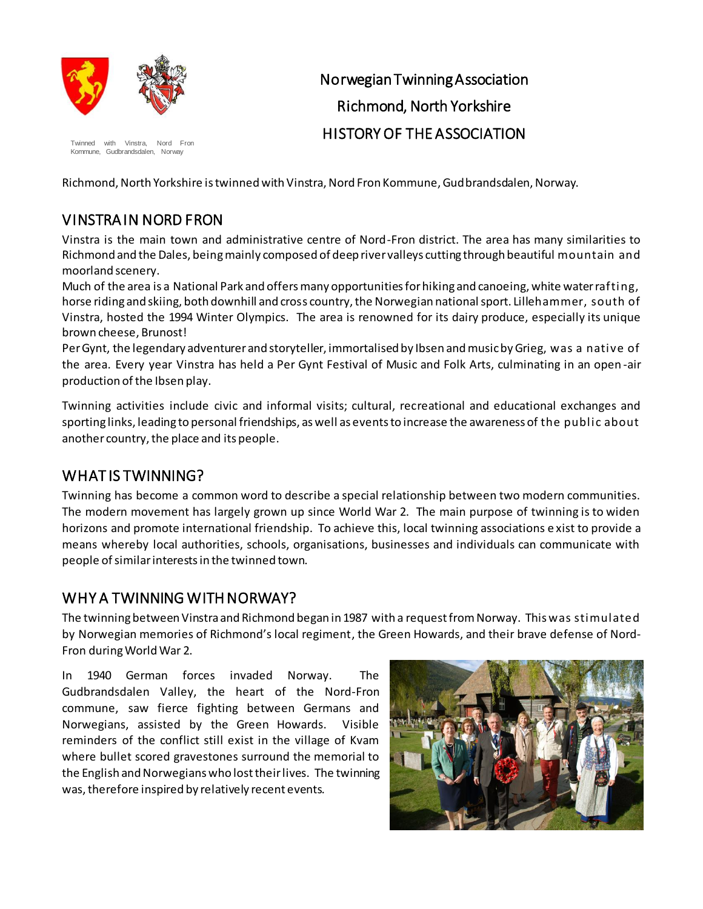Twinned with Vinstra, Nord Fron Kommune, Gudbrandsdalen, Norway

# Norwegian Twinning Association
## Richmond, North Yorkshire
## HISTORY OF THE ASSOCIATION

Richmond, North Yorkshire is twinned with Vinstra, Nord Fron Kommune, Gudbrandsdalen, Norway.

## VINSTRA IN NORD FRON

Vinstra is the main town and administrative centre of Nord-Fron district. The area has many similarities to Richmond and the Dales, being mainly composed of deep river valleys cutting through beautiful mountain and moorland scenery.
Much of the area is a National Park and offers many opportunities for hiking and canoeing, white water rafting, horse riding and skiing, both downhill and cross country, the Norwegian national sport. Lillehammer, south of Vinstra, hosted the 1994 Winter Olympics. The area is renowned for its dairy produce, especially its unique brown cheese, Brunost!
Per Gynt, the legendary adventurer and storyteller, immortalised by Ibsen and music by Grieg, was a native of the area. Every year Vinstra has held a Per Gynt Festival of Music and Folk Arts, culminating in an open-air production of the Ibsen play.

Twinning activities include civic and informal visits; cultural, recreational and educational exchanges and sporting links, leading to personal friendships, as well as events to increase the awareness of the public about another country, the place and its people.

## WHAT IS TWINNING?

Twinning has become a common word to describe a special relationship between two modern communities. The modern movement has largely grown up since World War 2. The main purpose of twinning is to widen horizons and promote international friendship. To achieve this, local twinning associations exist to provide a means whereby local authorities, schools, organisations, businesses and individuals can communicate with people of similar interests in the twinned town.

## WHY A TWINNING WITH NORWAY?

The twinning between Vinstra and Richmond began in 1987 with a request from Norway. This was stimulated by Norwegian memories of Richmond's local regiment, the Green Howards, and their brave defense of Nord-Fron during World War 2.

In 1940 German forces invaded Norway. The Gudbrandsdalen Valley, the heart of the Nord-Fron commune, saw fierce fighting between Germans and Norwegians, assisted by the Green Howards. Visible reminders of the conflict still exist in the village of Kvam where bullet scored gravestones surround the memorial to the English and Norwegians who lost their lives. The twinning was, therefore inspired by relatively recent events.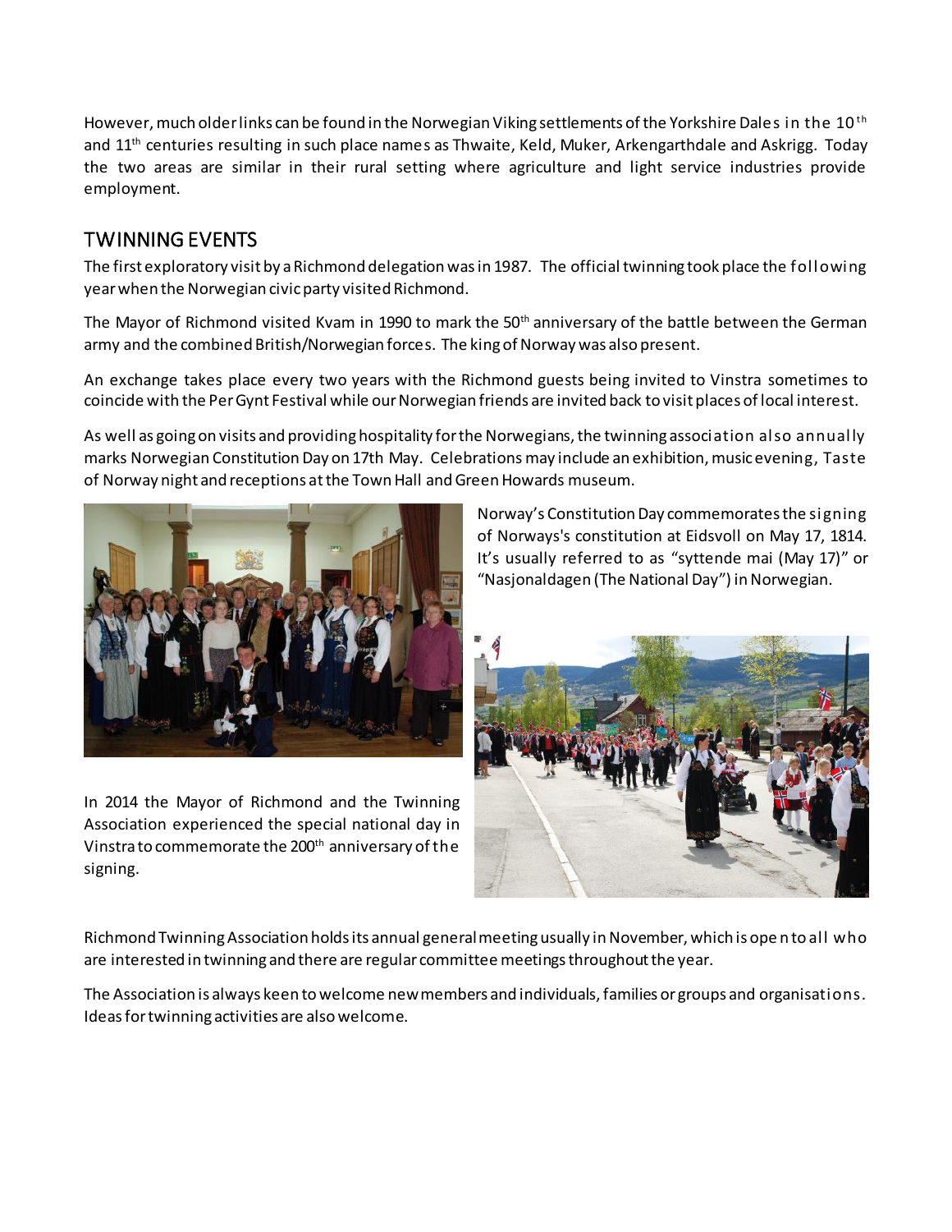However, much older links can be found in the Norwegian Viking settlements of the Yorkshire Dales in the 10th and 11th centuries resulting in such place names as Thwaite, Keld, Muker, Arkengarthdale and Askrigg. Today the two areas are similar in their rural setting where agriculture and light service industries provide employment.

## TWINNING EVENTS

The first exploratory visit by a Richmond delegation was in 1987. The official twinning took place the following year when the Norwegian civic party visited Richmond.

The Mayor of Richmond visited Kvam in 1990 to mark the 50th anniversary of the battle between the German army and the combined British/Norwegian forces. The king of Norway was also present.

An exchange takes place every two years with the Richmond guests being invited to Vinstra sometimes to coincide with the Per Gynt Festival while our Norwegian friends are invited back to visit places of local interest.

As well as going on visits and providing hospitality for the Norwegians, the twinning association also annually marks Norwegian Constitution Day on 17th May. Celebrations may include an exhibition, music evening, Taste of Norway night and receptions at the Town Hall and Green Howards museum.

Norway's Constitution Day commemorates the signing of Norways's constitution at Eidsvoll on May 17, 1814. It's usually referred to as "syttende mai (May 17)" or "Nasjonaldagen (The National Day")" in Norwegian.

In 2014 the Mayor of Richmond and the Twinning Association experienced the special national day in Vinstra to commemorate the 200th anniversary of the signing.

Richmond Twinning Association holds its annual general meeting usually in November, which is open to all who are interested in twinning and there are regular committee meetings throughout the year.

The Association is always keen to welcome new members and individuals, families or groups and organisations. Ideas for twinning activities are also welcome.